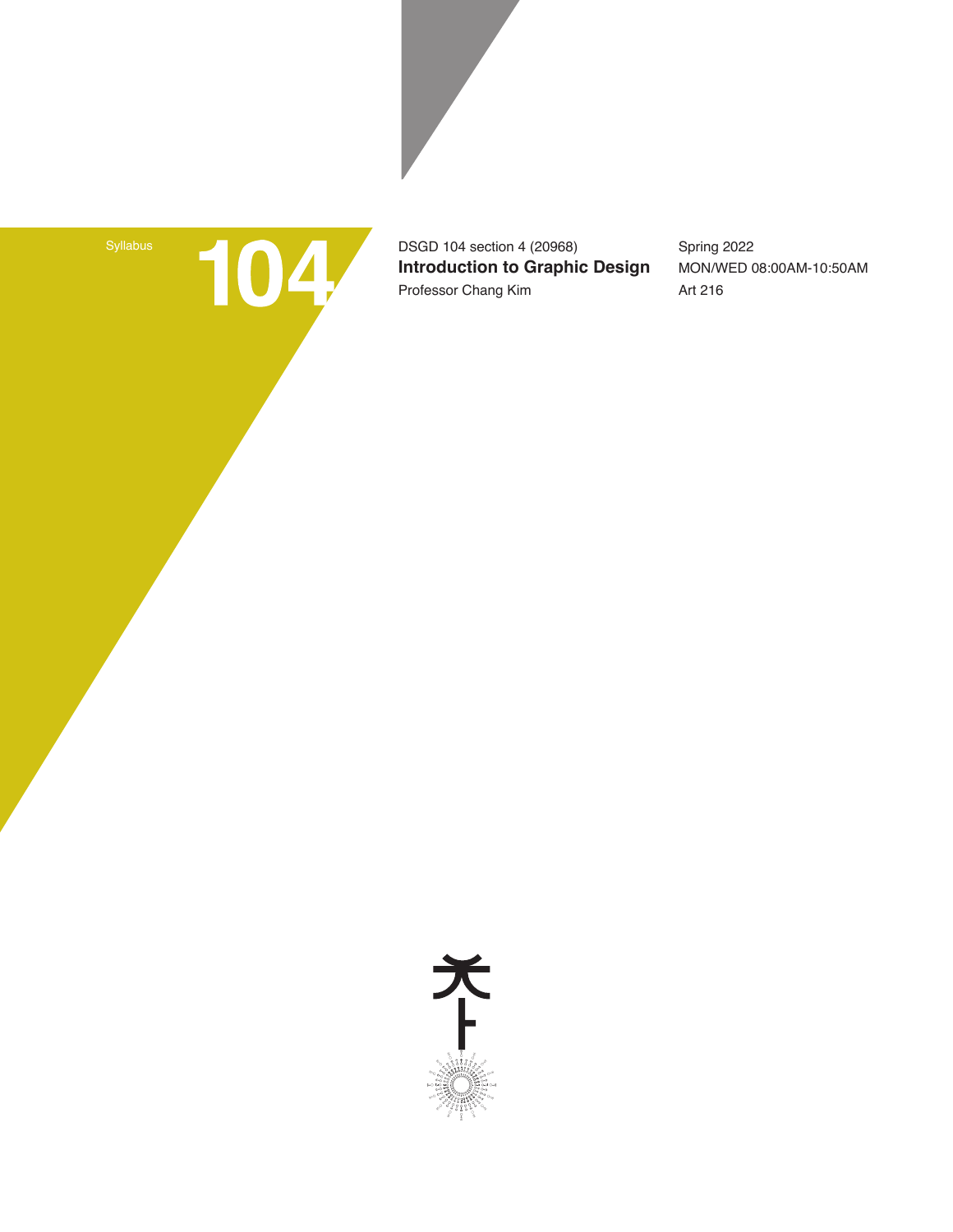Syllabus

# 104

DSGD 104 section 4 (20968)

**Introduction to Graphic Design**

Professor Chang Kim

Spring 2022

MON/WED 08:00AM-10:50AM

Art 216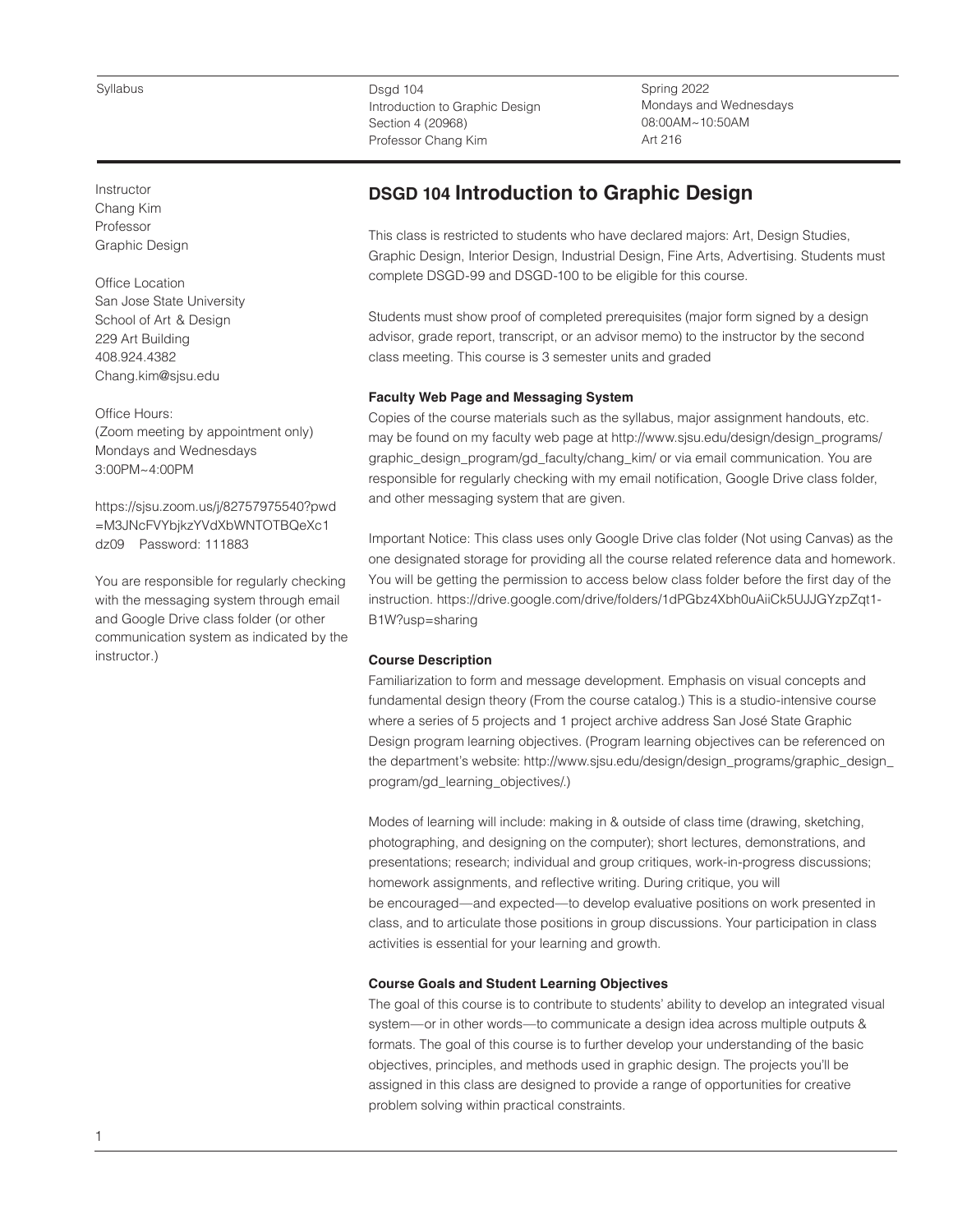Syllabus

Dsgd 104
Introduction to Graphic Design
Section 4 (20968)
Professor Chang Kim

Spring 2022
Mondays and Wednesdays
08:00AM~10:50AM
Art 216

Instructor
Chang Kim
Professor
Graphic Design

Office Location
San Jose State University
School of Art & Design
229 Art Building
408.924.4382
Chang.kim@sjsu.edu

Office Hours:
(Zoom meeting by appointment only)
Mondays and Wednesdays
3:00PM~4:00PM

https://sjsu.zoom.us/j/82757975540?pwd=M3JNcFVYbjkzYVdXbWNTOTBQeXc1dz09 Password: 111883

You are responsible for regularly checking with the messaging system through email and Google Drive class folder (or other communication system as indicated by the instructor.)

# DSGD 104 Introduction to Graphic Design

This class is restricted to students who have declared majors: Art, Design Studies, Graphic Design, Interior Design, Industrial Design, Fine Arts, Advertising. Students must complete DSGD-99 and DSGD-100 to be eligible for this course.

Students must show proof of completed prerequisites (major form signed by a design advisor, grade report, transcript, or an advisor memo) to the instructor by the second class meeting. This course is 3 semester units and graded

**Faculty Web Page and Messaging System**

Copies of the course materials such as the syllabus, major assignment handouts, etc. may be found on my faculty web page at http://www.sjsu.edu/design/design_programs/graphic_design_program/gd_faculty/chang_kim/ or via email communication. You are responsible for regularly checking with my email notification, Google Drive class folder, and other messaging system that are given.

Important Notice: This class uses only Google Drive clas folder (Not using Canvas) as the one designated storage for providing all the course related reference data and homework. You will be getting the permission to access below class folder before the first day of the instruction. https://drive.google.com/drive/folders/1dPGbz4Xbh0uAiiCk5UJJGYzpZqt1-B1W?usp=sharing

**Course Description**

Familiarization to form and message development. Emphasis on visual concepts and fundamental design theory (From the course catalog.) This is a studio-intensive course where a series of 5 projects and 1 project archive address San José State Graphic Design program learning objectives. (Program learning objectives can be referenced on the department's website: http://www.sjsu.edu/design/design_programs/graphic_design_program/gd_learning_objectives/.)

Modes of learning will include: making in & outside of class time (drawing, sketching, photographing, and designing on the computer); short lectures, demonstrations, and presentations; research; individual and group critiques, work-in-progress discussions; homework assignments, and reflective writing. During critique, you will be encouraged—and expected—to develop evaluative positions on work presented in class, and to articulate those positions in group discussions. Your participation in class activities is essential for your learning and growth.

**Course Goals and Student Learning Objectives**

The goal of this course is to contribute to students' ability to develop an integrated visual system—or in other words—to communicate a design idea across multiple outputs & formats. The goal of this course is to further develop your understanding of the basic objectives, principles, and methods used in graphic design. The projects you'll be assigned in this class are designed to provide a range of opportunities for creative problem solving within practical constraints.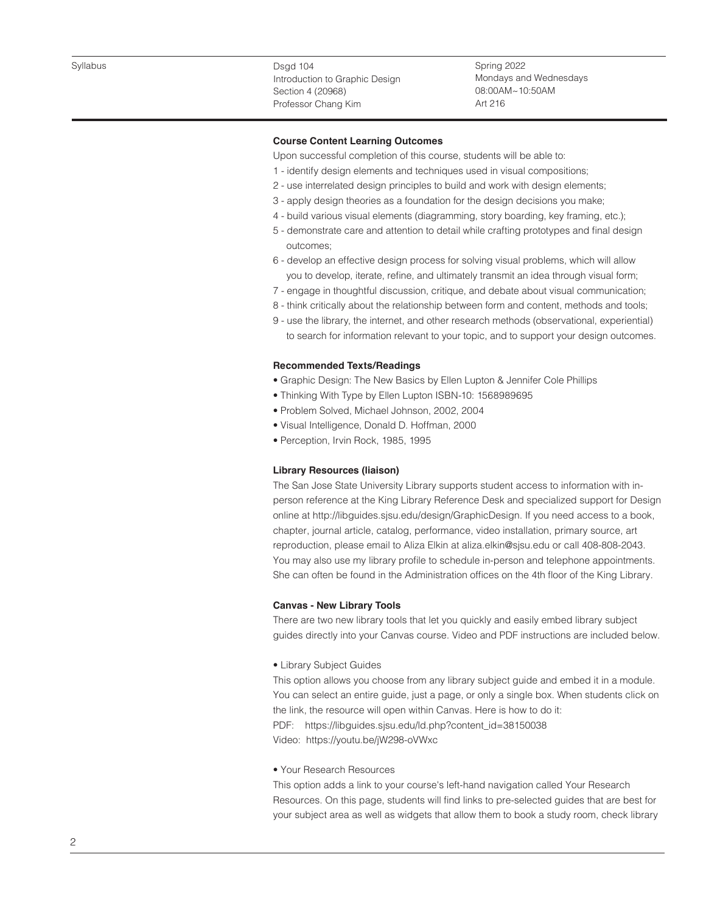### Course Content Learning Outcomes

Upon successful completion of this course, students will be able to:

1 - identify design elements and techniques used in visual compositions;
2 - use interrelated design principles to build and work with design elements;
3 - apply design theories as a foundation for the design decisions you make;
4 - build various visual elements (diagramming, story boarding, key framing, etc.);
5 - demonstrate care and attention to detail while crafting prototypes and final design outcomes;
6 - develop an effective design process for solving visual problems, which will allow you to develop, iterate, refine, and ultimately transmit an idea through visual form;
7 - engage in thoughtful discussion, critique, and debate about visual communication;
8 - think critically about the relationship between form and content, methods and tools;
9 - use the library, the internet, and other research methods (observational, experiential) to search for information relevant to your topic, and to support your design outcomes.

### Recommended Texts/Readings

- Graphic Design: The New Basics by Ellen Lupton & Jennifer Cole Phillips
- Thinking With Type by Ellen Lupton ISBN-10: 1568989695
- Problem Solved, Michael Johnson, 2002, 2004
- Visual Intelligence, Donald D. Hoffman, 2000
- Perception, Irvin Rock, 1985, 1995

### Library Resources (liaison)

The San Jose State University Library supports student access to information with in-person reference at the King Library Reference Desk and specialized support for Design online at http://libguides.sjsu.edu/design/GraphicDesign. If you need access to a book, chapter, journal article, catalog, performance, video installation, primary source, art reproduction, please email to Aliza Elkin at aliza.elkin@sjsu.edu or call 408-808-2043. You may also use my library profile to schedule in-person and telephone appointments. She can often be found in the Administration offices on the 4th floor of the King Library.

### Canvas - New Library Tools

There are two new library tools that let you quickly and easily embed library subject guides directly into your Canvas course. Video and PDF instructions are included below.

- Library Subject Guides

This option allows you choose from any library subject guide and embed it in a module. You can select an entire guide, just a page, or only a single box. When students click on the link, the resource will open within Canvas. Here is how to do it:
PDF: https://libguides.sjsu.edu/ld.php?content_id=38150038
Video: https://youtu.be/jW298-oVWxc

- Your Research Resources

This option adds a link to your course's left-hand navigation called Your Research Resources. On this page, students will find links to pre-selected guides that are best for your subject area as well as widgets that allow them to book a study room, check library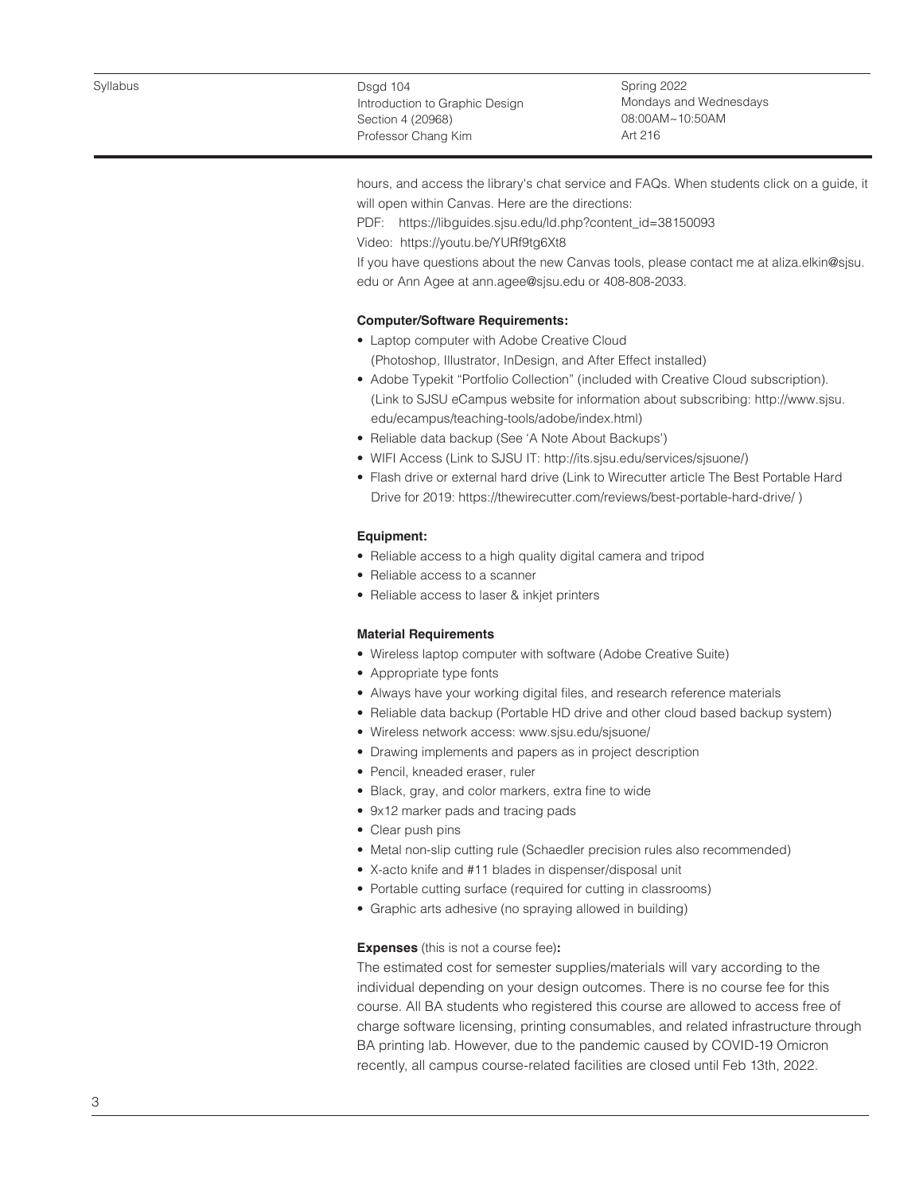hours, and access the library's chat service and FAQs. When students click on a guide, it will open within Canvas. Here are the directions:

PDF: https://libguides.sjsu.edu/ld.php?content_id=38150093

Video: https://youtu.be/YURf9tg6Xt8

If you have questions about the new Canvas tools, please contact me at aliza.elkin@sjsu.edu or Ann Agee at ann.agee@sjsu.edu or 408-808-2033.

**Computer/Software Requirements:**

- Laptop computer with Adobe Creative Cloud (Photoshop, Illustrator, InDesign, and After Effect installed)
- Adobe Typekit "Portfolio Collection" (included with Creative Cloud subscription). (Link to SJSU eCampus website for information about subscribing: http://www.sjsu.edu/ecampus/teaching-tools/adobe/index.html)
- Reliable data backup (See 'A Note About Backups')
- WIFI Access (Link to SJSU IT: http://its.sjsu.edu/services/sjsuone/)
- Flash drive or external hard drive (Link to Wirecutter article The Best Portable Hard Drive for 2019: https://thewirecutter.com/reviews/best-portable-hard-drive/ )

**Equipment:**

- Reliable access to a high quality digital camera and tripod
- Reliable access to a scanner
- Reliable access to laser & inkjet printers

**Material Requirements**

- Wireless laptop computer with software (Adobe Creative Suite)
- Appropriate type fonts
- Always have your working digital files, and research reference materials
- Reliable data backup (Portable HD drive and other cloud based backup system)
- Wireless network access: www.sjsu.edu/sjsuone/
- Drawing implements and papers as in project description
- Pencil, kneaded eraser, ruler
- Black, gray, and color markers, extra fine to wide
- 9x12 marker pads and tracing pads
- Clear push pins
- Metal non-slip cutting rule (Schaedler precision rules also recommended)
- X-acto knife and #11 blades in dispenser/disposal unit
- Portable cutting surface (required for cutting in classrooms)
- Graphic arts adhesive (no spraying allowed in building)

**Expenses** (this is not a course fee)**:**

The estimated cost for semester supplies/materials will vary according to the individual depending on your design outcomes. There is no course fee for this course. All BA students who registered this course are allowed to access free of charge software licensing, printing consumables, and related infrastructure through BA printing lab. However, due to the pandemic caused by COVID-19 Omicron recently, all campus course-related facilities are closed until Feb 13th, 2022.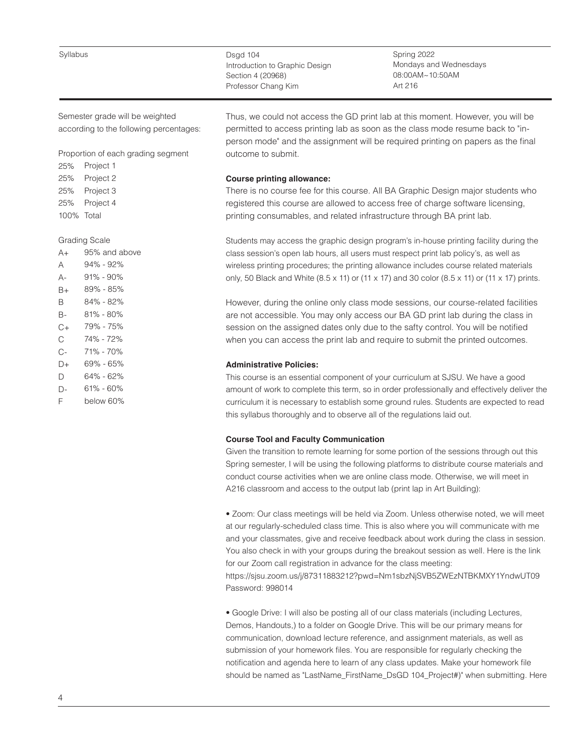Semester grade will be weighted according to the following percentages:

Proportion of each grading segment

| | |
|---|---|
| 25% | Project 1 |
| 25% | Project 2 |
| 25% | Project 3 |
| 25% | Project 4 |
| 100% | Total |

Grading Scale

| | |
|---|---|
| A+ | 95% and above |
| A | 94% - 92% |
| A- | 91% - 90% |
| B+ | 89% - 85% |
| B | 84% - 82% |
| B- | 81% - 80% |
| C+ | 79% - 75% |
| C | 74% - 72% |
| C- | 71% - 70% |
| D+ | 69% - 65% |
| D | 64% - 62% |
| D- | 61% - 60% |
| F | below 60% |

Thus, we could not access the GD print lab at this moment. However, you will be permitted to access printing lab as soon as the class mode resume back to "in-person mode" and the assignment will be required printing on papers as the final outcome to submit.

**Course printing allowance:**

There is no course fee for this course. All BA Graphic Design major students who registered this course are allowed to access free of charge software licensing, printing consumables, and related infrastructure through BA print lab.

Students may access the graphic design program's in-house printing facility during the class session's open lab hours, all users must respect print lab policy's, as well as wireless printing procedures; the printing allowance includes course related materials only, 50 Black and White (8.5 x 11) or (11 x 17) and 30 color (8.5 x 11) or (11 x 17) prints.

However, during the online only class mode sessions, our course-related facilities are not accessible. You may only access our BA GD print lab during the class in session on the assigned dates only due to the safty control. You will be notified when you can access the print lab and require to submit the printed outcomes.

**Administrative Policies:**

This course is an essential component of your curriculum at SJSU. We have a good amount of work to complete this term, so in order professionally and effectively deliver the curriculum it is necessary to establish some ground rules. Students are expected to read this syllabus thoroughly and to observe all of the regulations laid out.

**Course Tool and Faculty Communication**

Given the transition to remote learning for some portion of the sessions through out this Spring semester, I will be using the following platforms to distribute course materials and conduct course activities when we are online class mode. Otherwise, we will meet in A216 classroom and access to the output lab (print lap in Art Building):

• Zoom: Our class meetings will be held via Zoom. Unless otherwise noted, we will meet at our regularly-scheduled class time. This is also where you will communicate with me and your classmates, give and receive feedback about work during the class in session. You also check in with your groups during the breakout session as well. Here is the link for our Zoom call registration in advance for the class meeting:
https://sjsu.zoom.us/j/87311883212?pwd=Nm1sbzNjSVB5ZWEzNTBKMXY1YndwUT09
Password: 998014

• Google Drive: I will also be posting all of our class materials (including Lectures, Demos, Handouts,) to a folder on Google Drive. This will be our primary means for communication, download lecture reference, and assignment materials, as well as submission of your homework files. You are responsible for regularly checking the notification and agenda here to learn of any class updates. Make your homework file should be named as "LastName_FirstName_DsGD 104_Project#)" when submitting. Here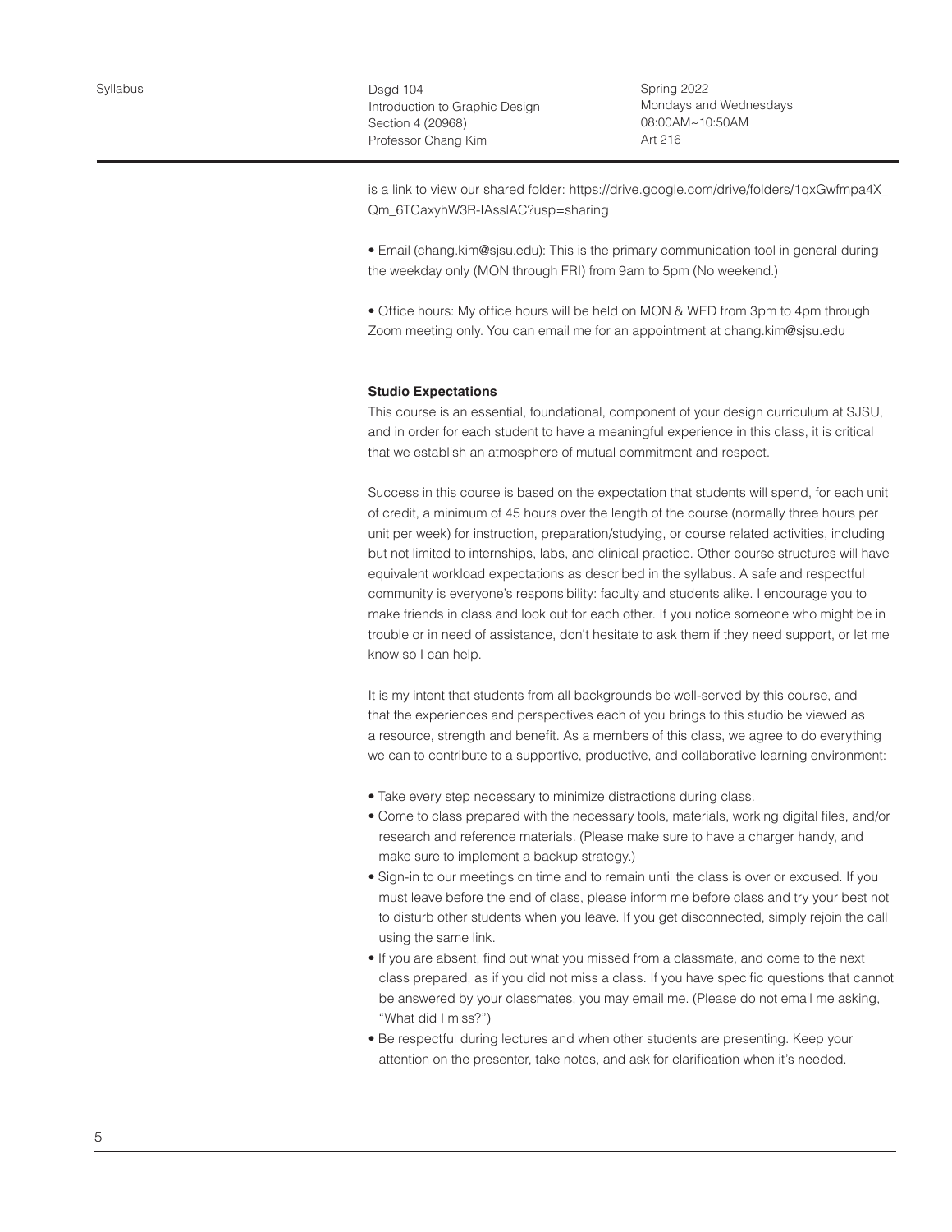is a link to view our shared folder: https://drive.google.com/drive/folders/1qxGwfmpa4X_Qm_6TCaxyhW3R-IAsslAC?usp=sharing

• Email (chang.kim@sjsu.edu): This is the primary communication tool in general during the weekday only (MON through FRI) from 9am to 5pm (No weekend.)

• Office hours: My office hours will be held on MON & WED from 3pm to 4pm through Zoom meeting only. You can email me for an appointment at chang.kim@sjsu.edu

**Studio Expectations**

This course is an essential, foundational, component of your design curriculum at SJSU, and in order for each student to have a meaningful experience in this class, it is critical that we establish an atmosphere of mutual commitment and respect.

Success in this course is based on the expectation that students will spend, for each unit of credit, a minimum of 45 hours over the length of the course (normally three hours per unit per week) for instruction, preparation/studying, or course related activities, including but not limited to internships, labs, and clinical practice. Other course structures will have equivalent workload expectations as described in the syllabus. A safe and respectful community is everyone's responsibility: faculty and students alike. I encourage you to make friends in class and look out for each other. If you notice someone who might be in trouble or in need of assistance, don't hesitate to ask them if they need support, or let me know so I can help.

It is my intent that students from all backgrounds be well-served by this course, and that the experiences and perspectives each of you brings to this studio be viewed as a resource, strength and benefit. As a members of this class, we agree to do everything we can to contribute to a supportive, productive, and collaborative learning environment:

- Take every step necessary to minimize distractions during class.
- Come to class prepared with the necessary tools, materials, working digital files, and/or research and reference materials. (Please make sure to have a charger handy, and make sure to implement a backup strategy.)
- Sign-in to our meetings on time and to remain until the class is over or excused. If you must leave before the end of class, please inform me before class and try your best not to disturb other students when you leave. If you get disconnected, simply rejoin the call using the same link.
- If you are absent, find out what you missed from a classmate, and come to the next class prepared, as if you did not miss a class. If you have specific questions that cannot be answered by your classmates, you may email me. (Please do not email me asking, "What did I miss?")
- Be respectful during lectures and when other students are presenting. Keep your attention on the presenter, take notes, and ask for clarification when it's needed.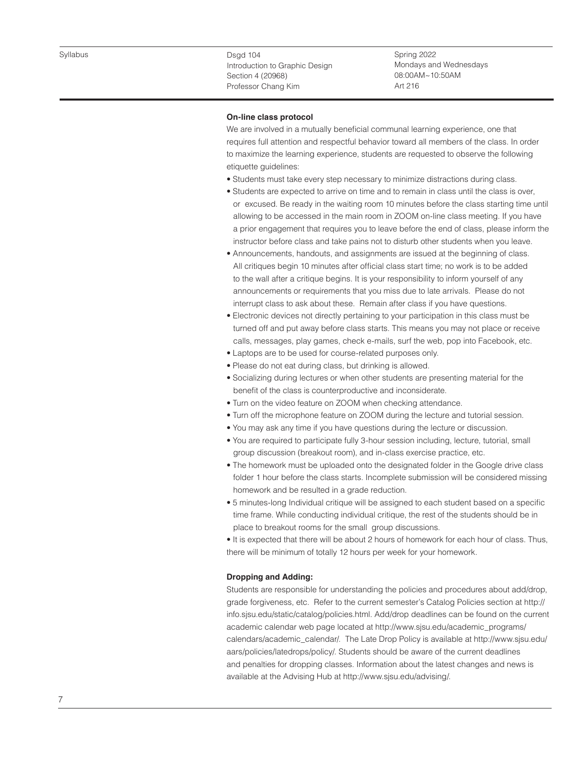**On-line class protocol**

We are involved in a mutually beneficial communal learning experience, one that requires full attention and respectful behavior toward all members of the class. In order to maximize the learning experience, students are requested to observe the following etiquette guidelines:

- Students must take every step necessary to minimize distractions during class.
- Students are expected to arrive on time and to remain in class until the class is over, or excused. Be ready in the waiting room 10 minutes before the class starting time until allowing to be accessed in the main room in ZOOM on-line class meeting. If you have a prior engagement that requires you to leave before the end of class, please inform the instructor before class and take pains not to disturb other students when you leave.
- Announcements, handouts, and assignments are issued at the beginning of class. All critiques begin 10 minutes after official class start time; no work is to be added to the wall after a critique begins. It is your responsibility to inform yourself of any announcements or requirements that you miss due to late arrivals. Please do not interrupt class to ask about these. Remain after class if you have questions.
- Electronic devices not directly pertaining to your participation in this class must be turned off and put away before class starts. This means you may not place or receive calls, messages, play games, check e-mails, surf the web, pop into Facebook, etc.
- Laptops are to be used for course-related purposes only.
- Please do not eat during class, but drinking is allowed.
- Socializing during lectures or when other students are presenting material for the benefit of the class is counterproductive and inconsiderate.
- Turn on the video feature on ZOOM when checking attendance.
- Turn off the microphone feature on ZOOM during the lecture and tutorial session.
- You may ask any time if you have questions during the lecture or discussion.
- You are required to participate fully 3-hour session including, lecture, tutorial, small group discussion (breakout room), and in-class exercise practice, etc.
- The homework must be uploaded onto the designated folder in the Google drive class folder 1 hour before the class starts. Incomplete submission will be considered missing homework and be resulted in a grade reduction.
- 5 minutes-long Individual critique will be assigned to each student based on a specific time frame. While conducting individual critique, the rest of the students should be in place to breakout rooms for the small group discussions.
- It is expected that there will be about 2 hours of homework for each hour of class. Thus, there will be minimum of totally 12 hours per week for your homework.

**Dropping and Adding:**

Students are responsible for understanding the policies and procedures about add/drop, grade forgiveness, etc. Refer to the current semester's Catalog Policies section at http://info.sjsu.edu/static/catalog/policies.html. Add/drop deadlines can be found on the current academic calendar web page located at http://www.sjsu.edu/academic_programs/calendars/academic_calendar/. The Late Drop Policy is available at http://www.sjsu.edu/aars/policies/latedrops/policy/. Students should be aware of the current deadlines and penalties for dropping classes. Information about the latest changes and news is available at the Advising Hub at http://www.sjsu.edu/advising/.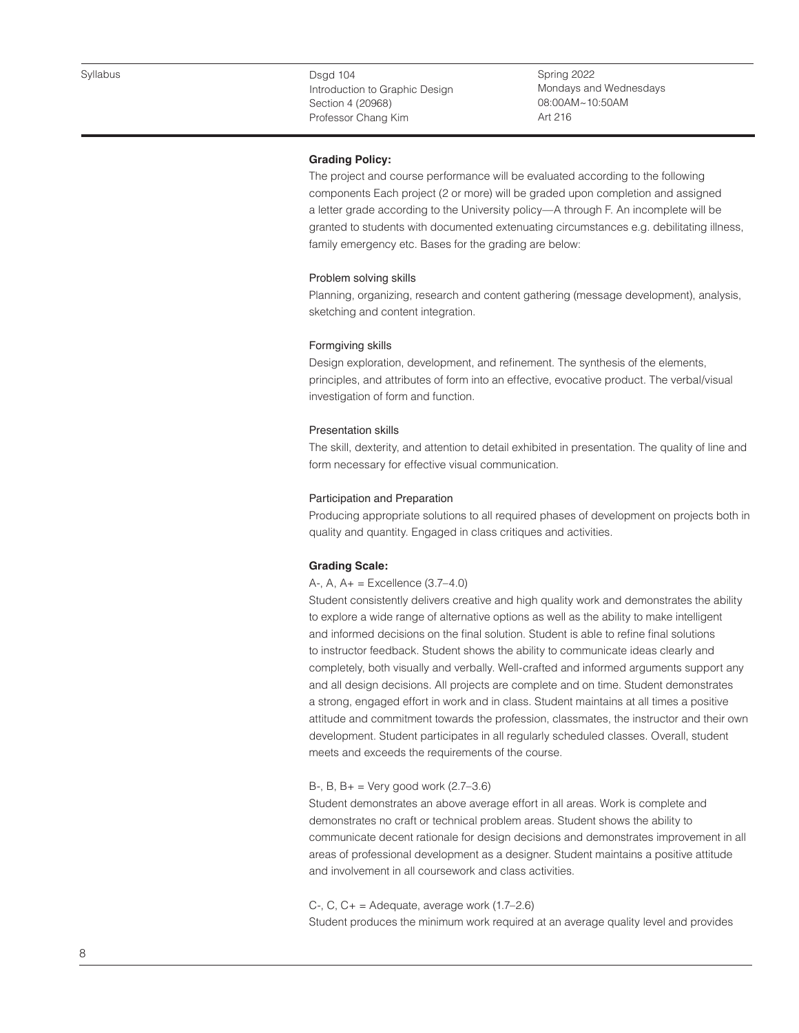**Grading Policy:**

The project and course performance will be evaluated according to the following components Each project (2 or more) will be graded upon completion and assigned a letter grade according to the University policy—A through F. An incomplete will be granted to students with documented extenuating circumstances e.g. debilitating illness, family emergency etc. Bases for the grading are below:

Problem solving skills
Planning, organizing, research and content gathering (message development), analysis, sketching and content integration.

Formgiving skills
Design exploration, development, and refinement. The synthesis of the elements, principles, and attributes of form into an effective, evocative product. The verbal/visual investigation of form and function.

Presentation skills
The skill, dexterity, and attention to detail exhibited in presentation. The quality of line and form necessary for effective visual communication.

Participation and Preparation
Producing appropriate solutions to all required phases of development on projects both in quality and quantity. Engaged in class critiques and activities.

**Grading Scale:**

A-, A, A+ = Excellence (3.7–4.0)
Student consistently delivers creative and high quality work and demonstrates the ability to explore a wide range of alternative options as well as the ability to make intelligent and informed decisions on the final solution. Student is able to refine final solutions to instructor feedback. Student shows the ability to communicate ideas clearly and completely, both visually and verbally. Well-crafted and informed arguments support any and all design decisions. All projects are complete and on time. Student demonstrates a strong, engaged effort in work and in class. Student maintains at all times a positive attitude and commitment towards the profession, classmates, the instructor and their own development. Student participates in all regularly scheduled classes. Overall, student meets and exceeds the requirements of the course.

B-, B, B+ = Very good work (2.7–3.6)
Student demonstrates an above average effort in all areas. Work is complete and demonstrates no craft or technical problem areas. Student shows the ability to communicate decent rationale for design decisions and demonstrates improvement in all areas of professional development as a designer. Student maintains a positive attitude and involvement in all coursework and class activities.

C-, C, C+ = Adequate, average work (1.7–2.6)
Student produces the minimum work required at an average quality level and provides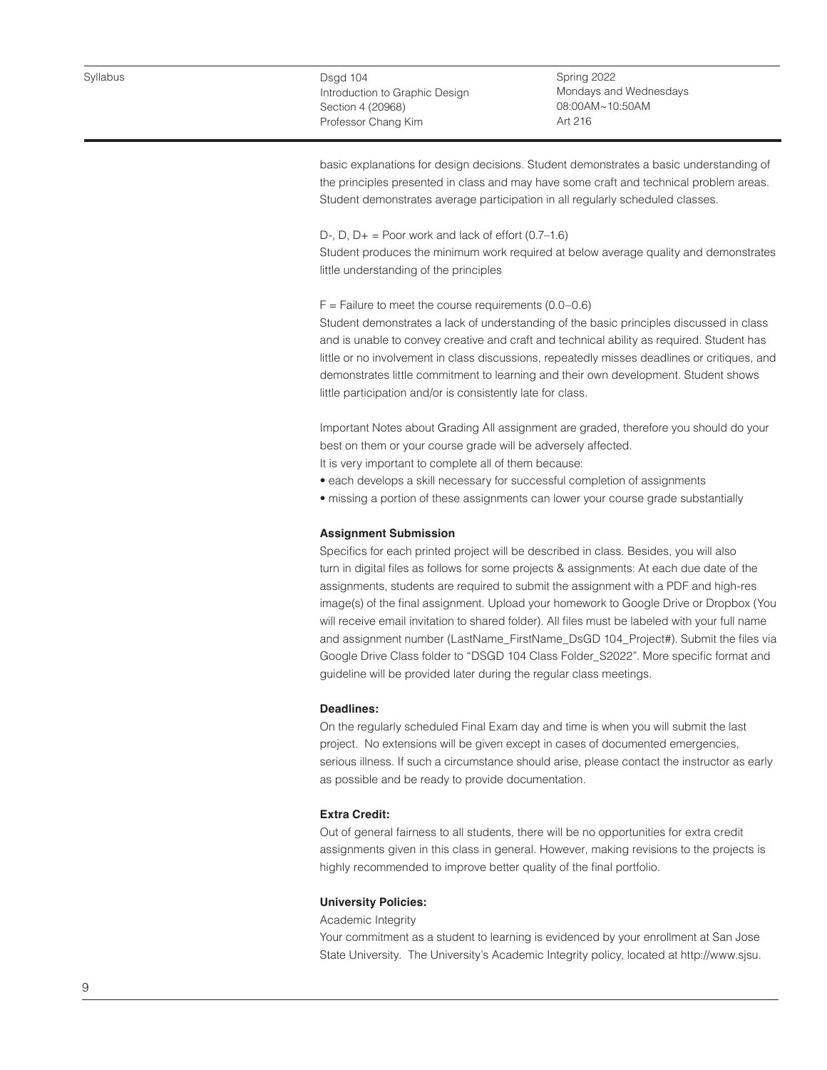basic explanations for design decisions. Student demonstrates a basic understanding of the principles presented in class and may have some craft and technical problem areas. Student demonstrates average participation in all regularly scheduled classes.

D-, D, D+ = Poor work and lack of effort (0.7–1.6)
Student produces the minimum work required at below average quality and demonstrates little understanding of the principles

F = Failure to meet the course requirements (0.0–0.6)
Student demonstrates a lack of understanding of the basic principles discussed in class and is unable to convey creative and craft and technical ability as required. Student has little or no involvement in class discussions, repeatedly misses deadlines or critiques, and demonstrates little commitment to learning and their own development. Student shows little participation and/or is consistently late for class.

Important Notes about Grading All assignment are graded, therefore you should do your best on them or your course grade will be adversely affected.
It is very important to complete all of them because:

- each develops a skill necessary for successful completion of assignments
- missing a portion of these assignments can lower your course grade substantially

**Assignment Submission**

Specifics for each printed project will be described in class. Besides, you will also turn in digital files as follows for some projects & assignments: At each due date of the assignments, students are required to submit the assignment with a PDF and high-res image(s) of the final assignment. Upload your homework to Google Drive or Dropbox (You will receive email invitation to shared folder). All files must be labeled with your full name and assignment number (LastName_FirstName_DsGD 104_Project#). Submit the files via Google Drive Class folder to "DSGD 104 Class Folder_S2022". More specific format and guideline will be provided later during the regular class meetings.

**Deadlines:**

On the regularly scheduled Final Exam day and time is when you will submit the last project. No extensions will be given except in cases of documented emergencies, serious illness. If such a circumstance should arise, please contact the instructor as early as possible and be ready to provide documentation.

**Extra Credit:**

Out of general fairness to all students, there will be no opportunities for extra credit assignments given in this class in general. However, making revisions to the projects is highly recommended to improve better quality of the final portfolio.

**University Policies:**

Academic Integrity

Your commitment as a student to learning is evidenced by your enrollment at San Jose State University. The University's Academic Integrity policy, located at http://www.sjsu.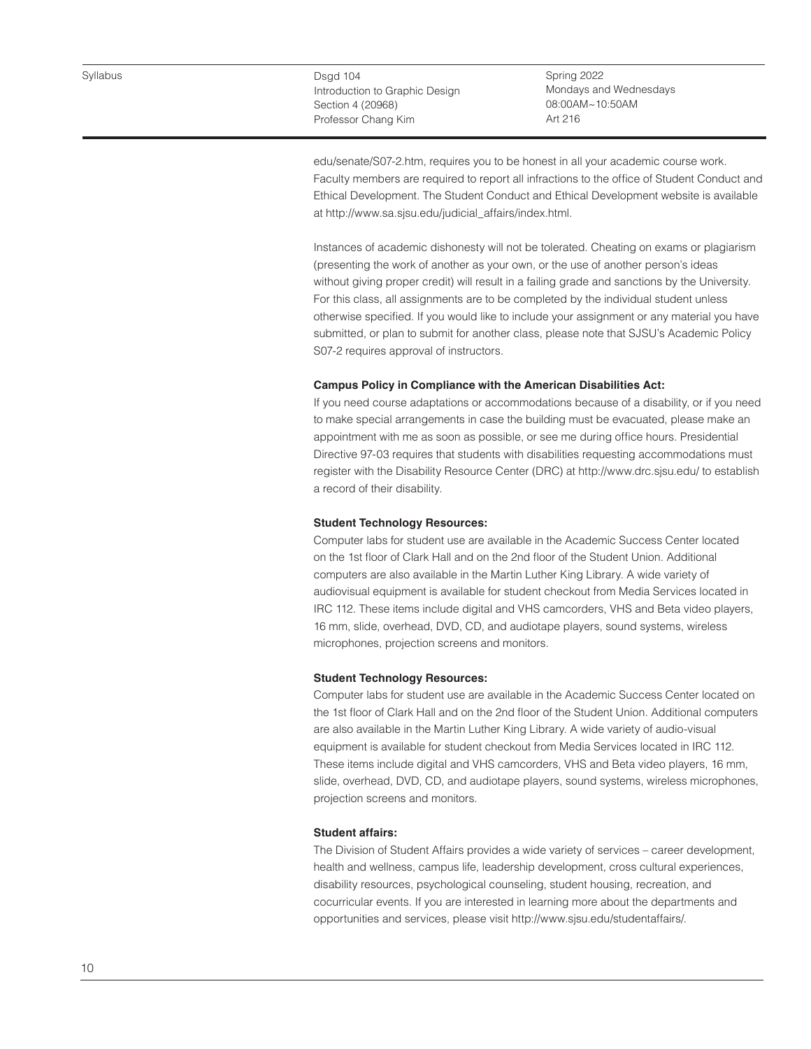edu/senate/S07-2.htm, requires you to be honest in all your academic course work. Faculty members are required to report all infractions to the office of Student Conduct and Ethical Development. The Student Conduct and Ethical Development website is available at http://www.sa.sjsu.edu/judicial_affairs/index.html.

Instances of academic dishonesty will not be tolerated. Cheating on exams or plagiarism (presenting the work of another as your own, or the use of another person's ideas without giving proper credit) will result in a failing grade and sanctions by the University. For this class, all assignments are to be completed by the individual student unless otherwise specified. If you would like to include your assignment or any material you have submitted, or plan to submit for another class, please note that SJSU's Academic Policy S07-2 requires approval of instructors.

**Campus Policy in Compliance with the American Disabilities Act:**

If you need course adaptations or accommodations because of a disability, or if you need to make special arrangements in case the building must be evacuated, please make an appointment with me as soon as possible, or see me during office hours. Presidential Directive 97-03 requires that students with disabilities requesting accommodations must register with the Disability Resource Center (DRC) at http://www.drc.sjsu.edu/ to establish a record of their disability.

**Student Technology Resources:**

Computer labs for student use are available in the Academic Success Center located on the 1st floor of Clark Hall and on the 2nd floor of the Student Union. Additional computers are also available in the Martin Luther King Library. A wide variety of audiovisual equipment is available for student checkout from Media Services located in IRC 112. These items include digital and VHS camcorders, VHS and Beta video players, 16 mm, slide, overhead, DVD, CD, and audiotape players, sound systems, wireless microphones, projection screens and monitors.

**Student Technology Resources:**

Computer labs for student use are available in the Academic Success Center located on the 1st floor of Clark Hall and on the 2nd floor of the Student Union. Additional computers are also available in the Martin Luther King Library. A wide variety of audio-visual equipment is available for student checkout from Media Services located in IRC 112. These items include digital and VHS camcorders, VHS and Beta video players, 16 mm, slide, overhead, DVD, CD, and audiotape players, sound systems, wireless microphones, projection screens and monitors.

**Student affairs:**

The Division of Student Affairs provides a wide variety of services – career development, health and wellness, campus life, leadership development, cross cultural experiences, disability resources, psychological counseling, student housing, recreation, and cocurricular events. If you are interested in learning more about the departments and opportunities and services, please visit http://www.sjsu.edu/studentaffairs/.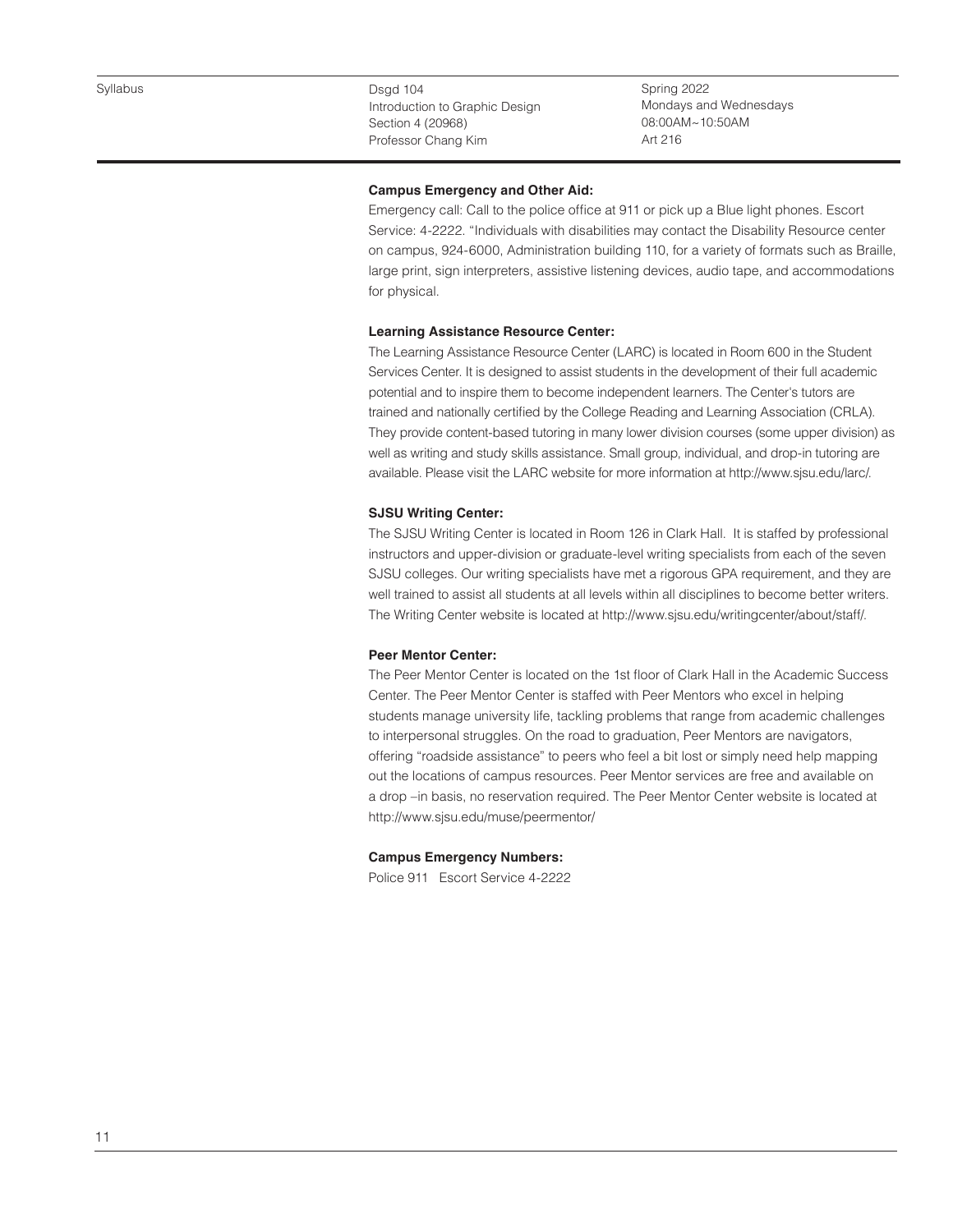**Campus Emergency and Other Aid:**

Emergency call: Call to the police office at 911 or pick up a Blue light phones. Escort Service: 4-2222. "Individuals with disabilities may contact the Disability Resource center on campus, 924-6000, Administration building 110, for a variety of formats such as Braille, large print, sign interpreters, assistive listening devices, audio tape, and accommodations for physical.

**Learning Assistance Resource Center:**

The Learning Assistance Resource Center (LARC) is located in Room 600 in the Student Services Center. It is designed to assist students in the development of their full academic potential and to inspire them to become independent learners. The Center's tutors are trained and nationally certified by the College Reading and Learning Association (CRLA). They provide content-based tutoring in many lower division courses (some upper division) as well as writing and study skills assistance. Small group, individual, and drop-in tutoring are available. Please visit the LARC website for more information at http://www.sjsu.edu/larc/.

**SJSU Writing Center:**

The SJSU Writing Center is located in Room 126 in Clark Hall. It is staffed by professional instructors and upper-division or graduate-level writing specialists from each of the seven SJSU colleges. Our writing specialists have met a rigorous GPA requirement, and they are well trained to assist all students at all levels within all disciplines to become better writers. The Writing Center website is located at http://www.sjsu.edu/writingcenter/about/staff/.

**Peer Mentor Center:**

The Peer Mentor Center is located on the 1st floor of Clark Hall in the Academic Success Center. The Peer Mentor Center is staffed with Peer Mentors who excel in helping students manage university life, tackling problems that range from academic challenges to interpersonal struggles. On the road to graduation, Peer Mentors are navigators, offering "roadside assistance" to peers who feel a bit lost or simply need help mapping out the locations of campus resources. Peer Mentor services are free and available on a drop –in basis, no reservation required. The Peer Mentor Center website is located at http://www.sjsu.edu/muse/peermentor/

**Campus Emergency Numbers:**

Police 911 Escort Service 4-2222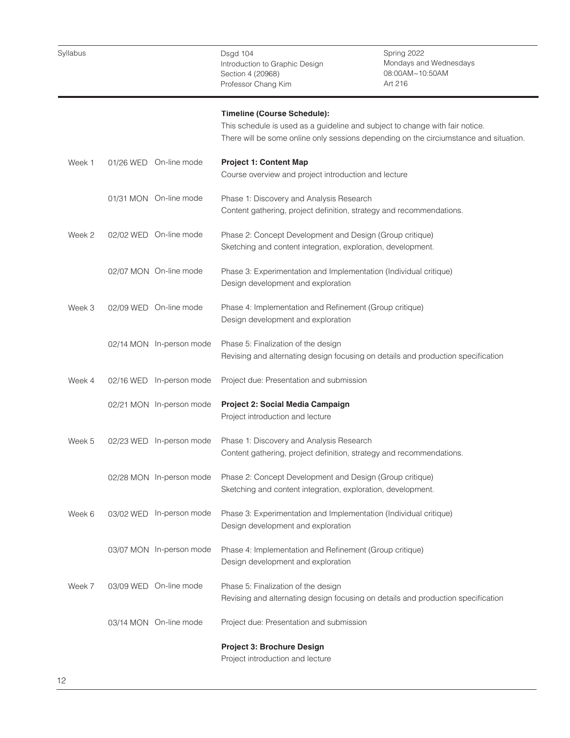**Timeline (Course Schedule):**
This schedule is used as a guideline and subject to change with fair notice.
There will be some online only sessions depending on the circiumstance and situation.

| Week | Date | Mode | Content |
|---|---|---|---|
| Week 1 | 01/26 WED | On-line mode | **Project 1: Content Map**<br>Course overview and project introduction and lecture |
| | 01/31 MON | On-line mode | Phase 1: Discovery and Analysis Research<br>Content gathering, project definition, strategy and recommendations. |
| Week 2 | 02/02 WED | On-line mode | Phase 2: Concept Development and Design (Group critique)<br>Sketching and content integration, exploration, development. |
| | 02/07 MON | On-line mode | Phase 3: Experimentation and Implementation (Individual critique)<br>Design development and exploration |
| Week 3 | 02/09 WED | On-line mode | Phase 4: Implementation and Refinement (Group critique)<br>Design development and exploration |
| | 02/14 MON | In-person mode | Phase 5: Finalization of the design<br>Revising and alternating design focusing on details and production specification |
| Week 4 | 02/16 WED | In-person mode | Project due: Presentation and submission |
| | 02/21 MON | In-person mode | **Project 2: Social Media Campaign**<br>Project introduction and lecture |
| Week 5 | 02/23 WED | In-person mode | Phase 1: Discovery and Analysis Research<br>Content gathering, project definition, strategy and recommendations. |
| | 02/28 MON | In-person mode | Phase 2: Concept Development and Design (Group critique)<br>Sketching and content integration, exploration, development. |
| Week 6 | 03/02 WED | In-person mode | Phase 3: Experimentation and Implementation (Individual critique)<br>Design development and exploration |
| | 03/07 MON | In-person mode | Phase 4: Implementation and Refinement (Group critique)<br>Design development and exploration |
| Week 7 | 03/09 WED | On-line mode | Phase 5: Finalization of the design<br>Revising and alternating design focusing on details and production specification |
| | 03/14 MON | On-line mode | Project due: Presentation and submission |
| | | | **Project 3: Brochure Design**<br>Project introduction and lecture |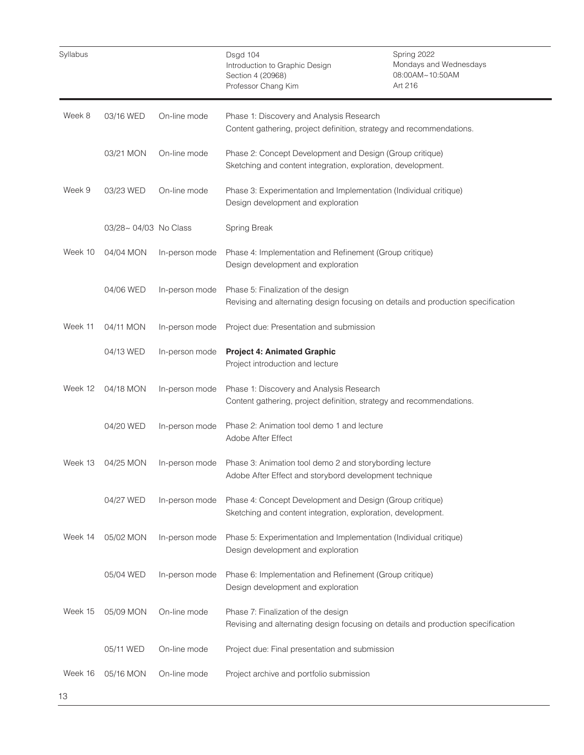| | | | |
|---|---|---|---|
| Week 8 | 03/16 WED | On-line mode | Phase 1: Discovery and Analysis Research<br>Content gathering, project definition, strategy and recommendations. |
| | 03/21 MON | On-line mode | Phase 2: Concept Development and Design (Group critique)<br>Sketching and content integration, exploration, development. |
| Week 9 | 03/23 WED | On-line mode | Phase 3: Experimentation and Implementation (Individual critique)<br>Design development and exploration |
| | 03/28~ 04/03 | No Class | Spring Break |
| Week 10 | 04/04 MON | In-person mode | Phase 4: Implementation and Refinement (Group critique)<br>Design development and exploration |
| | 04/06 WED | In-person mode | Phase 5: Finalization of the design<br>Revising and alternating design focusing on details and production specification |
| Week 11 | 04/11 MON | In-person mode | Project due: Presentation and submission |
| | 04/13 WED | In-person mode | **Project 4: Animated Graphic**<br>Project introduction and lecture |
| Week 12 | 04/18 MON | In-person mode | Phase 1: Discovery and Analysis Research<br>Content gathering, project definition, strategy and recommendations. |
| | 04/20 WED | In-person mode | Phase 2: Animation tool demo 1 and lecture<br>Adobe After Effect |
| Week 13 | 04/25 MON | In-person mode | Phase 3: Animation tool demo 2 and storybording lecture<br>Adobe After Effect and storybord development technique |
| | 04/27 WED | In-person mode | Phase 4: Concept Development and Design (Group critique)<br>Sketching and content integration, exploration, development. |
| Week 14 | 05/02 MON | In-person mode | Phase 5: Experimentation and Implementation (Individual critique)<br>Design development and exploration |
| | 05/04 WED | In-person mode | Phase 6: Implementation and Refinement (Group critique)<br>Design development and exploration |
| Week 15 | 05/09 MON | On-line mode | Phase 7: Finalization of the design<br>Revising and alternating design focusing on details and production specification |
| | 05/11 WED | On-line mode | Project due: Final presentation and submission |
| Week 16 | 05/16 MON | On-line mode | Project archive and portfolio submission |